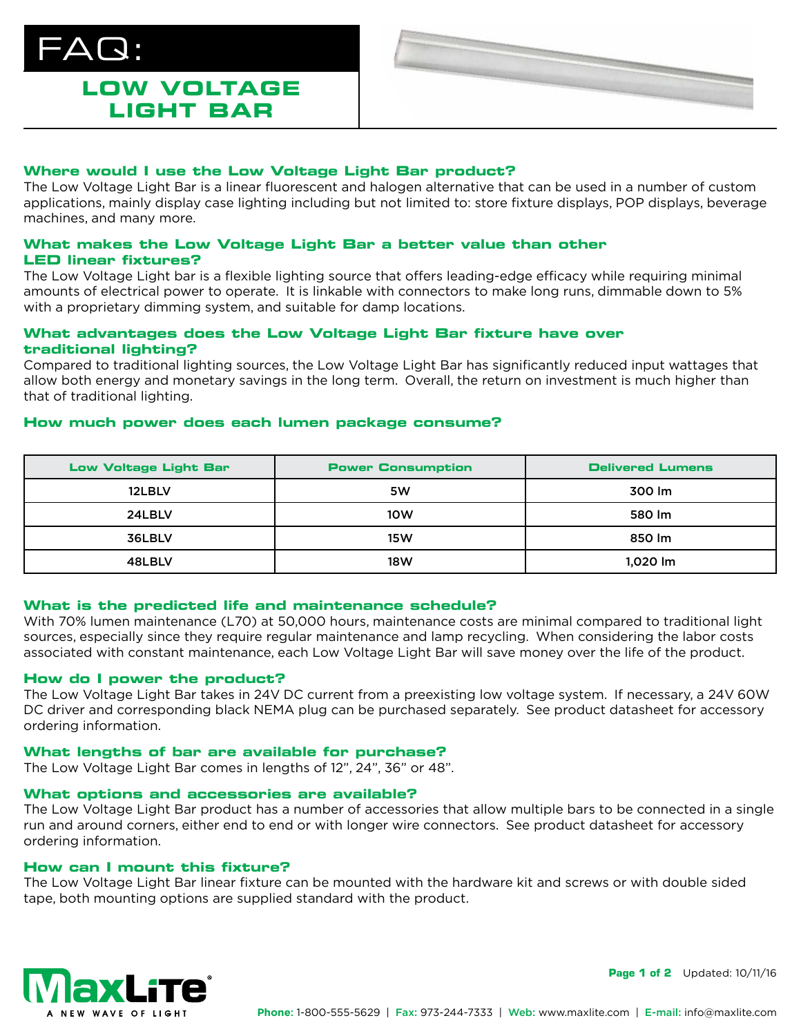# FAQ:

## LOW VOLTAGE LIGHT BAR

### Where would I use the Low Voltage Light Bar product?

The Low Voltage Light Bar is a linear fluorescent and halogen alternative that can be used in a number of custom applications, mainly display case lighting including but not limited to: store fixture displays, POP displays, beverage machines, and many more.

### What makes the Low Voltage Light Bar a better value than other LED linear fixtures?

The Low Voltage Light bar is a flexible lighting source that offers leading-edge efficacy while requiring minimal amounts of electrical power to operate. It is linkable with connectors to make long runs, dimmable down to 5% with a proprietary dimming system, and suitable for damp locations.

### What advantages does the Low Voltage Light Bar fixture have over traditional lighting?

Compared to traditional lighting sources, the Low Voltage Light Bar has significantly reduced input wattages that allow both energy and monetary savings in the long term. Overall, the return on investment is much higher than that of traditional lighting.

### How much power does each lumen package consume?

| Low Voltage Light Bar | Power Consumption | Delivered Lumens |
|---|---|---|
| 12LBLV | 5W | 300 lm |
| 24LBLV | 10W | 580 lm |
| 36LBLV | 15W | 850 lm |
| 48LBLV | 18W | 1,020 lm |

### What is the predicted life and maintenance schedule?

With 70% lumen maintenance (L70) at 50,000 hours, maintenance costs are minimal compared to traditional light sources, especially since they require regular maintenance and lamp recycling. When considering the labor costs associated with constant maintenance, each Low Voltage Light Bar will save money over the life of the product.

### How do I power the product?

The Low Voltage Light Bar takes in 24V DC current from a preexisting low voltage system. If necessary, a 24V 60W DC driver and corresponding black NEMA plug can be purchased separately. See product datasheet for accessory ordering information.

### What lengths of bar are available for purchase?

The Low Voltage Light Bar comes in lengths of 12", 24", 36" or 48".

### What options and accessories are available?

The Low Voltage Light Bar product has a number of accessories that allow multiple bars to be connected in a single run and around corners, either end to end or with longer wire connectors. See product datasheet for accessory ordering information.

### How can I mount this fixture?

The Low Voltage Light Bar linear fixture can be mounted with the hardware kit and screws or with double sided tape, both mounting options are supplied standard with the product.

MaxLite — A NEW WAVE OF LIGHT

Updated: 10/11/16

**Phone:** 1-800-555-5629 | **Fax:** 973-244-7333 | **Web:** www.maxlite.com | **E-mail:** info@maxlite.com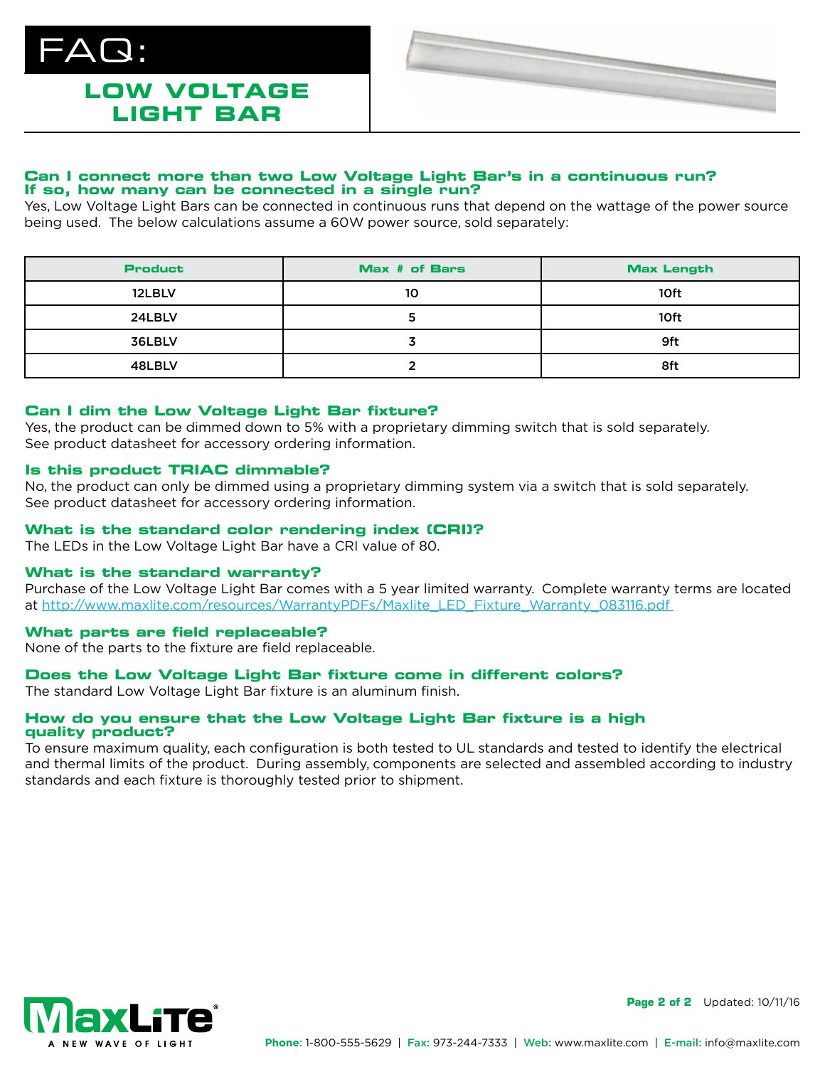# FAQ:

## LOW VOLTAGE LIGHT BAR

### Can I connect more than two Low Voltage Light Bar's in a continuous run? If so, how many can be connected in a single run?

Yes, Low Voltage Light Bars can be connected in continuous runs that depend on the wattage of the power source being used. The below calculations assume a 60W power source, sold separately:

| Product | Max # of Bars | Max Length |
|---|---|---|
| 12LBLV | 10 | 10ft |
| 24LBLV | 5 | 10ft |
| 36LBLV | 3 | 9ft |
| 48LBLV | 2 | 8ft |

### Can I dim the Low Voltage Light Bar fixture?

Yes, the product can be dimmed down to 5% with a proprietary dimming switch that is sold separately. See product datasheet for accessory ordering information.

### Is this product TRIAC dimmable?

No, the product can only be dimmed using a proprietary dimming system via a switch that is sold separately. See product datasheet for accessory ordering information.

### What is the standard color rendering index (CRI)?

The LEDs in the Low Voltage Light Bar have a CRI value of 80.

### What is the standard warranty?

Purchase of the Low Voltage Light Bar comes with a 5 year limited warranty. Complete warranty terms are located at http://www.maxlite.com/resources/WarrantyPDFs/Maxlite_LED_Fixture_Warranty_083116.pdf

### What parts are field replaceable?

None of the parts to the fixture are field replaceable.

### Does the Low Voltage Light Bar fixture come in different colors?

The standard Low Voltage Light Bar fixture is an aluminum finish.

### How do you ensure that the Low Voltage Light Bar fixture is a high quality product?

To ensure maximum quality, each configuration is both tested to UL standards and tested to identify the electrical and thermal limits of the product. During assembly, components are selected and assembled according to industry standards and each fixture is thoroughly tested prior to shipment.

MaxLite® A NEW WAVE OF LIGHT

Updated: 10/11/16

**Phone:** 1-800-555-5629 | **Fax:** 973-244-7333 | **Web:** www.maxlite.com | **E-mail:** info@maxlite.com